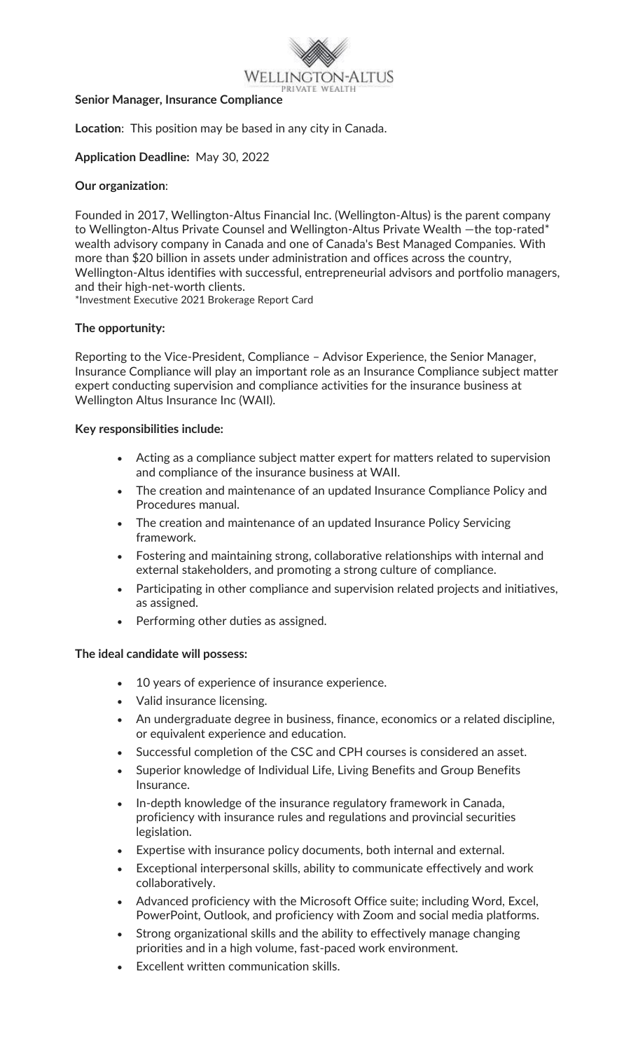WELLINGTON-ALTUS
PRIVATE WEALTH

**Senior Manager, Insurance Compliance**

**Location**: This position may be based in any city in Canada.

**Application Deadline:** May 30, 2022

**Our organization**:

Founded in 2017, Wellington-Altus Financial Inc. (Wellington-Altus) is the parent company to Wellington-Altus Private Counsel and Wellington-Altus Private Wealth —the top-rated* wealth advisory company in Canada and one of Canada's Best Managed Companies. With more than $20 billion in assets under administration and offices across the country, Wellington-Altus identifies with successful, entrepreneurial advisors and portfolio managers, and their high-net-worth clients.
*Investment Executive 2021 Brokerage Report Card

**The opportunity:**

Reporting to the Vice-President, Compliance – Advisor Experience, the Senior Manager, Insurance Compliance will play an important role as an Insurance Compliance subject matter expert conducting supervision and compliance activities for the insurance business at Wellington Altus Insurance Inc (WAII).

**Key responsibilities include:**

- Acting as a compliance subject matter expert for matters related to supervision and compliance of the insurance business at WAII.
- The creation and maintenance of an updated Insurance Compliance Policy and Procedures manual.
- The creation and maintenance of an updated Insurance Policy Servicing framework.
- Fostering and maintaining strong, collaborative relationships with internal and external stakeholders, and promoting a strong culture of compliance.
- Participating in other compliance and supervision related projects and initiatives, as assigned.
- Performing other duties as assigned.

**The ideal candidate will possess:**

- 10 years of experience of insurance experience.
- Valid insurance licensing.
- An undergraduate degree in business, finance, economics or a related discipline, or equivalent experience and education.
- Successful completion of the CSC and CPH courses is considered an asset.
- Superior knowledge of Individual Life, Living Benefits and Group Benefits Insurance.
- In-depth knowledge of the insurance regulatory framework in Canada, proficiency with insurance rules and regulations and provincial securities legislation.
- Expertise with insurance policy documents, both internal and external.
- Exceptional interpersonal skills, ability to communicate effectively and work collaboratively.
- Advanced proficiency with the Microsoft Office suite; including Word, Excel, PowerPoint, Outlook, and proficiency with Zoom and social media platforms.
- Strong organizational skills and the ability to effectively manage changing priorities and in a high volume, fast-paced work environment.
- Excellent written communication skills.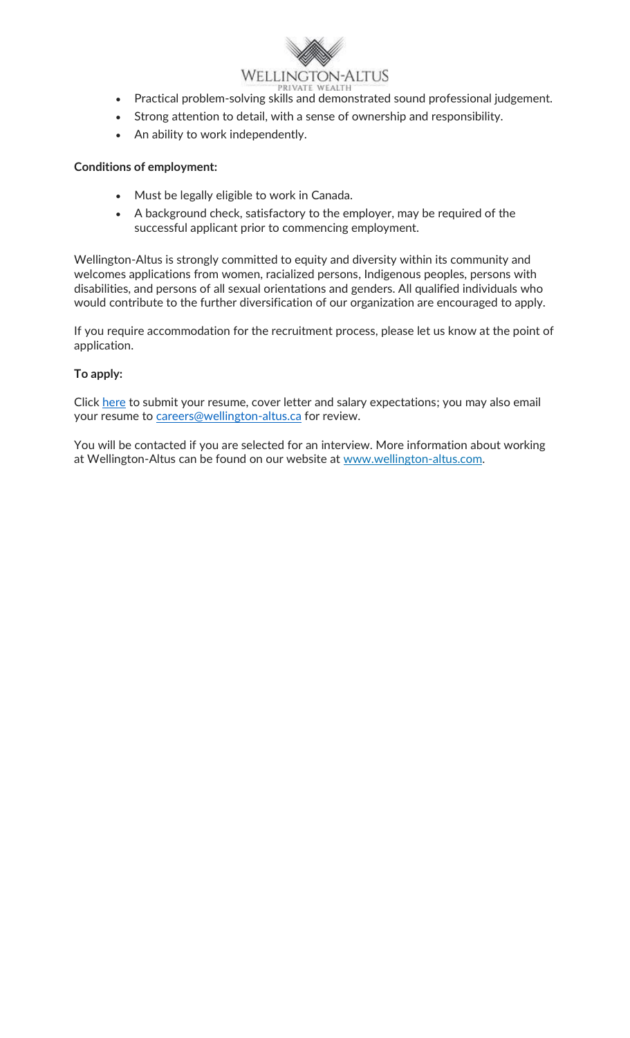- Practical problem-solving skills and demonstrated sound professional judgement.
- Strong attention to detail, with a sense of ownership and responsibility.
- An ability to work independently.

**Conditions of employment:**

- Must be legally eligible to work in Canada.
- A background check, satisfactory to the employer, may be required of the successful applicant prior to commencing employment.

Wellington-Altus is strongly committed to equity and diversity within its community and welcomes applications from women, racialized persons, Indigenous peoples, persons with disabilities, and persons of all sexual orientations and genders. All qualified individuals who would contribute to the further diversification of our organization are encouraged to apply.

If you require accommodation for the recruitment process, please let us know at the point of application.

**To apply:**

Click here to submit your resume, cover letter and salary expectations; you may also email your resume to careers@wellington-altus.ca for review.

You will be contacted if you are selected for an interview. More information about working at Wellington-Altus can be found on our website at www.wellington-altus.com.